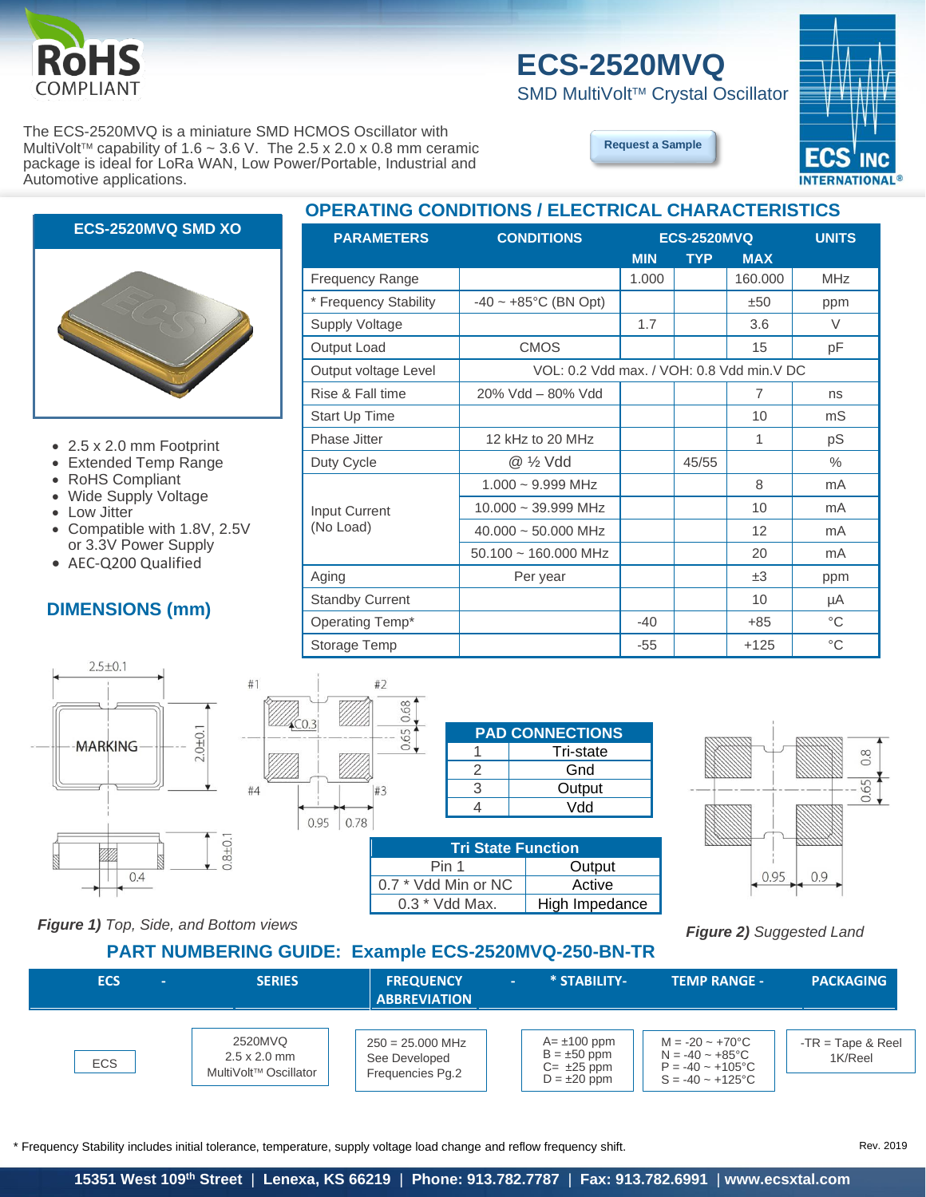RoHS COMPLIANT

# ECS-2520MVQ

## SMD MultiVolt™ Crystal Oscillator

The ECS-2520MVQ is a miniature SMD HCMOS Oscillator with MultiVolt™ capability of 1.6 ~ 3.6 V. The 2.5 x 2.0 x 0.8 mm ceramic package is ideal for LoRa WAN, Low Power/Portable, Industrial and Automotive applications.

Request a Sample

### ECS-2520MVQ SMD XO

- 2.5 x 2.0 mm Footprint
- Extended Temp Range
- RoHS Compliant
- Wide Supply Voltage
- Low Jitter
- Compatible with 1.8V, 2.5V or 3.3V Power Supply
- AEC-Q200 Qualified

## OPERATING CONDITIONS / ELECTRICAL CHARACTERISTICS

| PARAMETERS | CONDITIONS | ECS-2520MVQ MIN | TYP | MAX | UNITS |
|---|---|---|---|---|---|
| Frequency Range | | 1.000 | | 160.000 | MHz |
| * Frequency Stability | -40 ~ +85°C (BN Opt) | | | ±50 | ppm |
| Supply Voltage | | 1.7 | | 3.6 | V |
| Output Load | CMOS | | | 15 | pF |
| Output voltage Level | VOL: 0.2 Vdd max. / VOH: 0.8 Vdd min.V DC | | | | |
| Rise & Fall time | 20% Vdd – 80% Vdd | | | 7 | ns |
| Start Up Time | | | | 10 | mS |
| Phase Jitter | 12 kHz to 20 MHz | | | 1 | pS |
| Duty Cycle | @ ½ Vdd | | 45/55 | | % |
| Input Current (No Load) | 1.000 ~ 9.999 MHz | | | 8 | mA |
| | 10.000 ~ 39.999 MHz | | | 10 | mA |
| | 40.000 ~ 50.000 MHz | | | 12 | mA |
| | 50.100 ~ 160.000 MHz | | | 20 | mA |
| Aging | Per year | | | ±3 | ppm |
| Standby Current | | | | 10 | µA |
| Operating Temp* | | -40 | | +85 | °C |
| Storage Temp | | -55 | | +125 | °C |

## DIMENSIONS (mm)

2.5±0.1, 2.0±0.1, MARKING, 0.8±0.1, 0.4, #1, #2, #3, #4, C0.3, 0.68, 0.65, 0.95, 0.78

| PAD CONNECTIONS | |
|---|---|
| 1 | Tri-state |
| 2 | Gnd |
| 3 | Output |
| 4 | Vdd |

| Tri State Function | |
|---|---|
| Pin 1 | Output |
| 0.7 * Vdd Min or NC | Active |
| 0.3 * Vdd Max. | High Impedance |

*Figure 1)* Top, Side, and Bottom views

0.8, 0.65, 0.95, 0.9

*Figure 2)* Suggested Land

## PART NUMBERING GUIDE: Example ECS-2520MVQ-250-BN-TR

| ECS - | SERIES | FREQUENCY ABBREVIATION - | * STABILITY- | TEMP RANGE - | PACKAGING |
|---|---|---|---|---|---|
| ECS | 2520MVQ 2.5 x 2.0 mm MultiVolt™ Oscillator | 250 = 25.000 MHz See Developed Frequencies Pg.2 | A= ±100 ppm B = ±50 ppm C= ±25 ppm D = ±20 ppm | M = -20 ~ +70°C N = -40 ~ +85°C P = -40 ~ +105°C S = -40 ~ +125°C | -TR = Tape & Reel 1K/Reel |

* Frequency Stability includes initial tolerance, temperature, supply voltage load change and reflow frequency shift.

Rev. 2019

15351 West 109th Street | Lenexa, KS 66219 | Phone: 913.782.7787 | Fax: 913.782.6991 | www.ecsxtal.com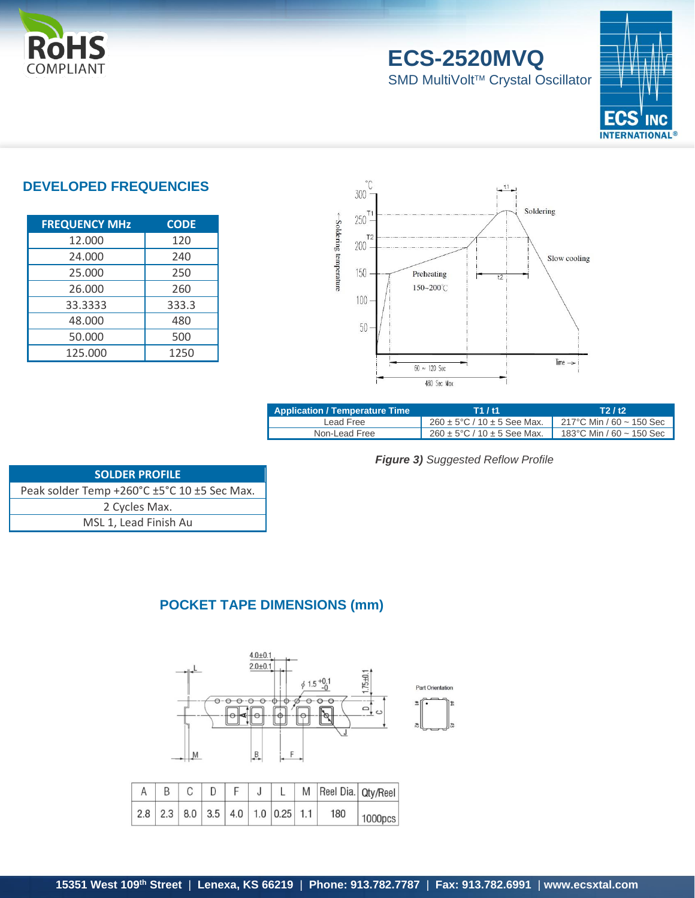# ECS-2520MVQ

SMD MultiVolt™ Crystal Oscillator

## DEVELOPED FREQUENCIES

| FREQUENCY MHz | CODE |
|---|---|
| 12.000 | 120 |
| 24.000 | 240 |
| 25.000 | 250 |
| 26.000 | 260 |
| 33.3333 | 333.3 |
| 48.000 | 480 |
| 50.000 | 500 |
| 125.000 | 1250 |

°C
300
250 T1
200 T2
150
100
50
Soldering temperature
Soldering
Slow cooling
Preheating
150~200℃
t1
t2
60 ~ 120 Sec
480 Sec Max
Time

| Application / Temperature Time | T1 / t1 | T2 / t2 |
|---|---|---|
| Lead Free | 260 ± 5°C / 10 ± 5 See Max. | 217°C Min / 60 ~ 150 Sec |
| Non-Lead Free | 260 ± 5°C / 10 ± 5 See Max. | 183°C Min / 60 ~ 150 Sec |

***Figure 3)*** *Suggested Reflow Profile*

| SOLDER PROFILE |
|---|
| Peak solder Temp +260°C ±5°C 10 ±5 Sec Max. |
| 2 Cycles Max. |
| MSL 1, Lead Finish Au |

## POCKET TAPE DIMENSIONS (mm)

4.0±0.1
2.0±0.1
L
ϕ 1.5 +0.1/-0
1.75±0.1
A
D
C
J
M
B
F
Part Orientation
#1 #2 #3 #4

| A | B | C | D | F | J | L | M | Reel Dia. | Qty/Reel |
|---|---|---|---|---|---|---|---|---|---|
| 2.8 | 2.3 | 8.0 | 3.5 | 4.0 | 1.0 | 0.25 | 1.1 | 180 | 1000pcs |

15351 West 109th Street | Lenexa, KS 66219 | Phone: 913.782.7787 | Fax: 913.782.6991 | www.ecsxtal.com